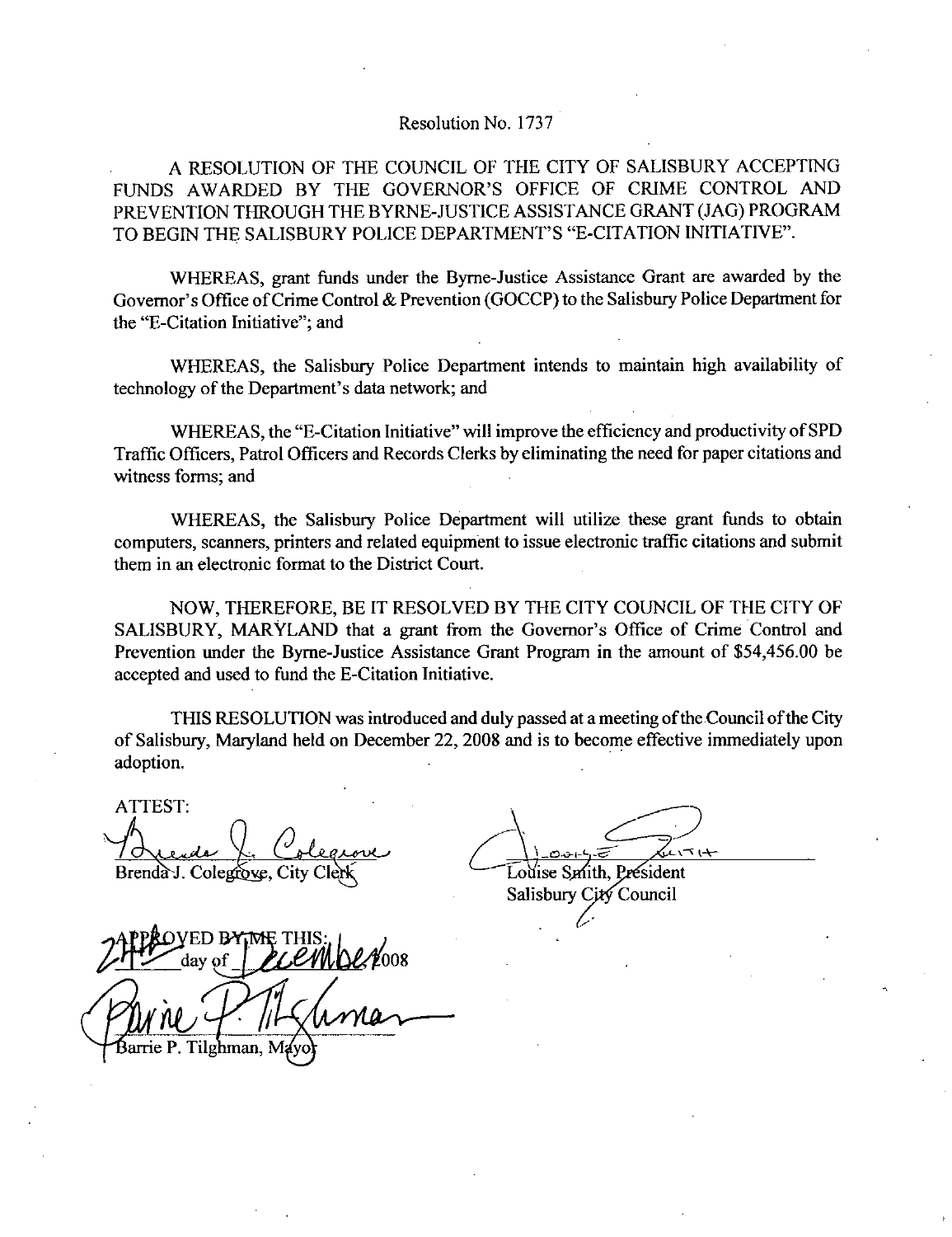Resolution No. 1737

A RESOLUTION OF THE COUNCIL OF THE CITY OF SALISBURY ACCEPTING FUNDS AWARDED BY THE GOVERNOR'S OFFICE OF CRIME CONTROL AND PREVENTION THROUGH THE BYRNE-JUSTICE ASSISTANCE GRANT (JAG) PROGRAM TO BEGIN THE SALISBURY POLICE DEPARTMENT'S "E-CITATION INITIATIVE".

WHEREAS, grant funds under the Byrne-Justice Assistance Grant are awarded by the Governor's Office of Crime Control & Prevention (GOCCP) to the Salisbury Police Department for the "E-Citation Initiative"; and

WHEREAS, the Salisbury Police Department intends to maintain high availability of technology of the Department's data network; and

WHEREAS, the "E-Citation Initiative" will improve the efficiency and productivity of SPD Traffic Officers, Patrol Officers and Records Clerks by eliminating the need for paper citations and witness forms; and

WHEREAS, the Salisbury Police Department will utilize these grant funds to obtain computers, scanners, printers and related equipment to issue electronic traffic citations and submit them in an electronic format to the District Court.

NOW, THEREFORE, BE IT RESOLVED BY THE CITY COUNCIL OF THE CITY OF SALISBURY, MARYLAND that a grant from the Governor's Office of Crime Control and Prevention under the Byrne-Justice Assistance Grant Program in the amount of $54,456.00 be accepted and used to fund the E-Citation Initiative.

THIS RESOLUTION was introduced and duly passed at a meeting of the Council of the City of Salisbury, Maryland held on December 22, 2008 and is to become effective immediately upon adoption.

ATTEST:

Brenda J. Colegrove, City Clerk

Louise Smith, President
Salisbury City Council

APPROVED BY ME THIS: 24th day of December 2008

Barrie P. Tilghman, Mayor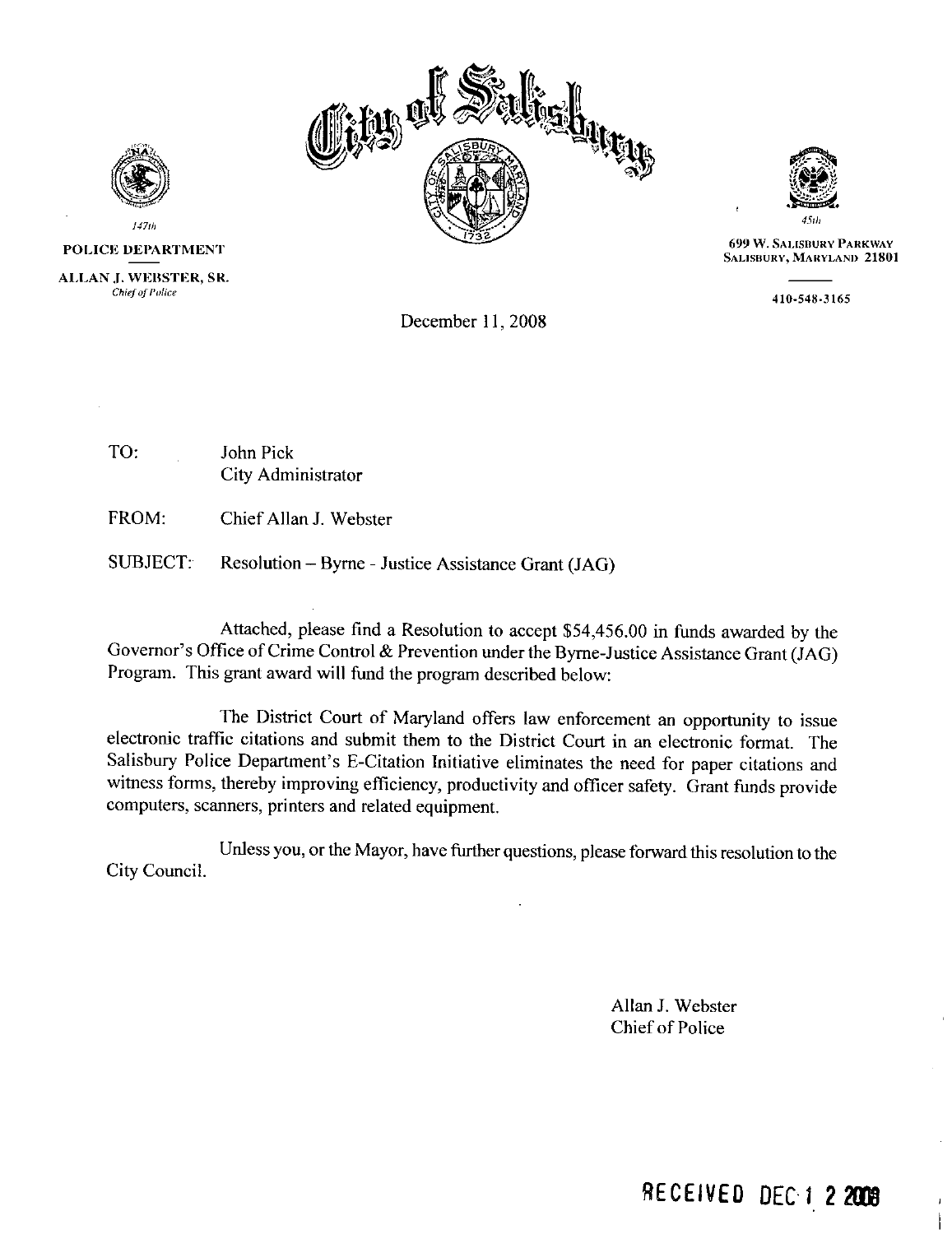# City of Salisbury

147th

**POLICE DEPARTMENT**

**ALLAN J. WEBSTER, SR.**
*Chief of Police*

45th

699 W. SALISBURY PARKWAY
SALISBURY, MARYLAND 21801

410-548-3165

December 11, 2008

TO: John Pick
City Administrator

FROM: Chief Allan J. Webster

SUBJECT: Resolution – Byrne - Justice Assistance Grant (JAG)

Attached, please find a Resolution to accept $54,456.00 in funds awarded by the Governor's Office of Crime Control & Prevention under the Byrne-Justice Assistance Grant (JAG) Program. This grant award will fund the program described below:

The District Court of Maryland offers law enforcement an opportunity to issue electronic traffic citations and submit them to the District Court in an electronic format. The Salisbury Police Department's E-Citation Initiative eliminates the need for paper citations and witness forms, thereby improving efficiency, productivity and officer safety. Grant funds provide computers, scanners, printers and related equipment.

Unless you, or the Mayor, have further questions, please forward this resolution to the City Council.

Allan J. Webster
Chief of Police

RECEIVED DEC 1 2 2008